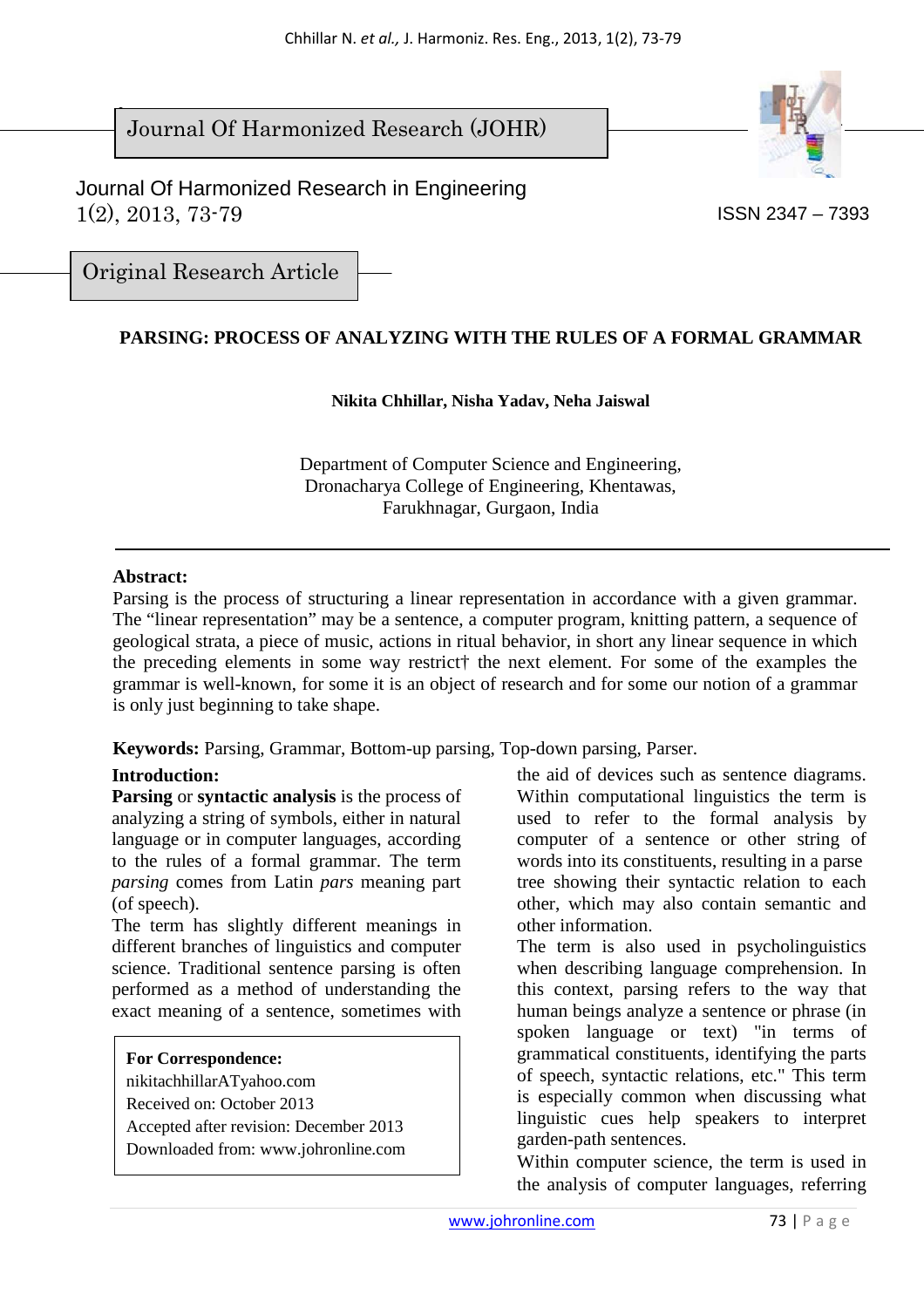Journal Of Harmonized Research (JOHR)

Journal Of Harmonized Research in Engineering
1(2), 2013, 73-79

ISSN 2347 – 7393

Original Research Article

# PARSING: PROCESS OF ANALYZING WITH THE RULES OF A FORMAL GRAMMAR

**Nikita Chhillar, Nisha Yadav, Neha Jaiswal**

Department of Computer Science and Engineering,
Dronacharya College of Engineering, Khentawas,
Farukhnagar, Gurgaon, India

**Abstract:**
Parsing is the process of structuring a linear representation in accordance with a given grammar. The "linear representation" may be a sentence, a computer program, knitting pattern, a sequence of geological strata, a piece of music, actions in ritual behavior, in short any linear sequence in which the preceding elements in some way restrict† the next element. For some of the examples the grammar is well-known, for some it is an object of research and for some our notion of a grammar is only just beginning to take shape.

**Keywords:** Parsing, Grammar, Bottom-up parsing, Top-down parsing, Parser.

**Introduction:**

**Parsing** or **syntactic analysis** is the process of analyzing a string of symbols, either in natural language or in computer languages, according to the rules of a formal grammar. The term *parsing* comes from Latin *pars* meaning part (of speech).

The term has slightly different meanings in different branches of linguistics and computer science. Traditional sentence parsing is often performed as a method of understanding the exact meaning of a sentence, sometimes with the aid of devices such as sentence diagrams. Within computational linguistics the term is used to refer to the formal analysis by computer of a sentence or other string of words into its constituents, resulting in a parse tree showing their syntactic relation to each other, which may also contain semantic and other information.

The term is also used in psycholinguistics when describing language comprehension. In this context, parsing refers to the way that human beings analyze a sentence or phrase (in spoken language or text) "in terms of grammatical constituents, identifying the parts of speech, syntactic relations, etc." This term is especially common when discussing what linguistic cues help speakers to interpret garden-path sentences.

Within computer science, the term is used in the analysis of computer languages, referring

**For Correspondence:**
nikitachhillarATyahoo.com
Received on: October 2013
Accepted after revision: December 2013
Downloaded from: www.johronline.com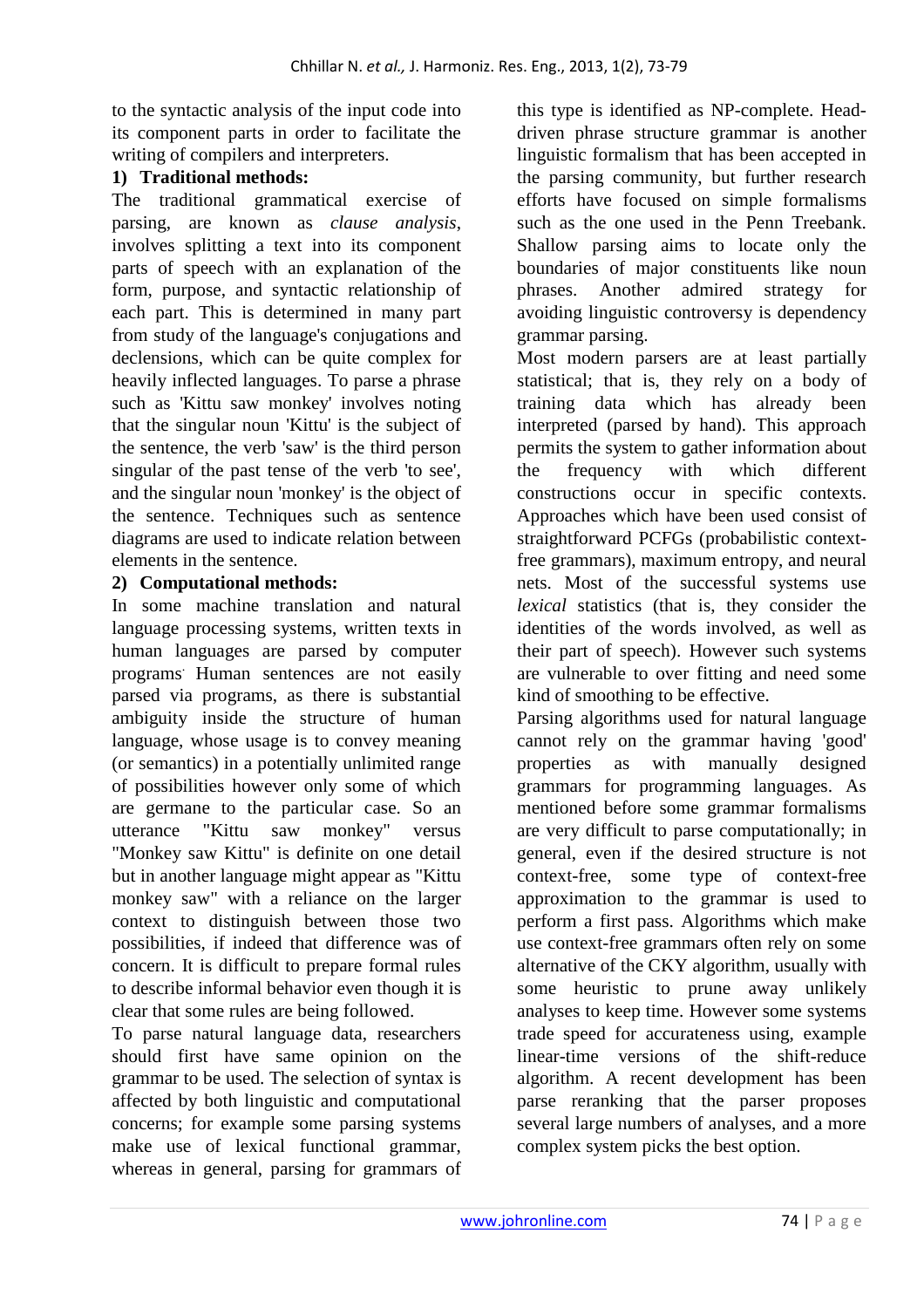to the syntactic analysis of the input code into its component parts in order to facilitate the writing of compilers and interpreters.

**1) Traditional methods:**

The traditional grammatical exercise of parsing, are known as *clause analysis*, involves splitting a text into its component parts of speech with an explanation of the form, purpose, and syntactic relationship of each part. This is determined in many part from study of the language's conjugations and declensions, which can be quite complex for heavily inflected languages. To parse a phrase such as 'Kittu saw monkey' involves noting that the singular noun 'Kittu' is the subject of the sentence, the verb 'saw' is the third person singular of the past tense of the verb 'to see', and the singular noun 'monkey' is the object of the sentence. Techniques such as sentence diagrams are used to indicate relation between elements in the sentence.

**2) Computational methods:**

In some machine translation and natural language processing systems, written texts in human languages are parsed by computer programs. Human sentences are not easily parsed via programs, as there is substantial ambiguity inside the structure of human language, whose usage is to convey meaning (or semantics) in a potentially unlimited range of possibilities however only some of which are germane to the particular case. So an utterance "Kittu saw monkey" versus "Monkey saw Kittu" is definite on one detail but in another language might appear as "Kittu monkey saw" with a reliance on the larger context to distinguish between those two possibilities, if indeed that difference was of concern. It is difficult to prepare formal rules to describe informal behavior even though it is clear that some rules are being followed.

To parse natural language data, researchers should first have same opinion on the grammar to be used. The selection of syntax is affected by both linguistic and computational concerns; for example some parsing systems make use of lexical functional grammar, whereas in general, parsing for grammars of this type is identified as NP-complete. Head-driven phrase structure grammar is another linguistic formalism that has been accepted in the parsing community, but further research efforts have focused on simple formalisms such as the one used in the Penn Treebank. Shallow parsing aims to locate only the boundaries of major constituents like noun phrases. Another admired strategy for avoiding linguistic controversy is dependency grammar parsing.

Most modern parsers are at least partially statistical; that is, they rely on a body of training data which has already been interpreted (parsed by hand). This approach permits the system to gather information about the frequency with which different constructions occur in specific contexts. Approaches which have been used consist of straightforward PCFGs (probabilistic context-free grammars), maximum entropy, and neural nets. Most of the successful systems use *lexical* statistics (that is, they consider the identities of the words involved, as well as their part of speech). However such systems are vulnerable to over fitting and need some kind of smoothing to be effective.

Parsing algorithms used for natural language cannot rely on the grammar having 'good' properties as with manually designed grammars for programming languages. As mentioned before some grammar formalisms are very difficult to parse computationally; in general, even if the desired structure is not context-free, some type of context-free approximation to the grammar is used to perform a first pass. Algorithms which make use context-free grammars often rely on some alternative of the CKY algorithm, usually with some heuristic to prune away unlikely analyses to keep time. However some systems trade speed for accurateness using, example linear-time versions of the shift-reduce algorithm. A recent development has been parse reranking that the parser proposes several large numbers of analyses, and a more complex system picks the best option.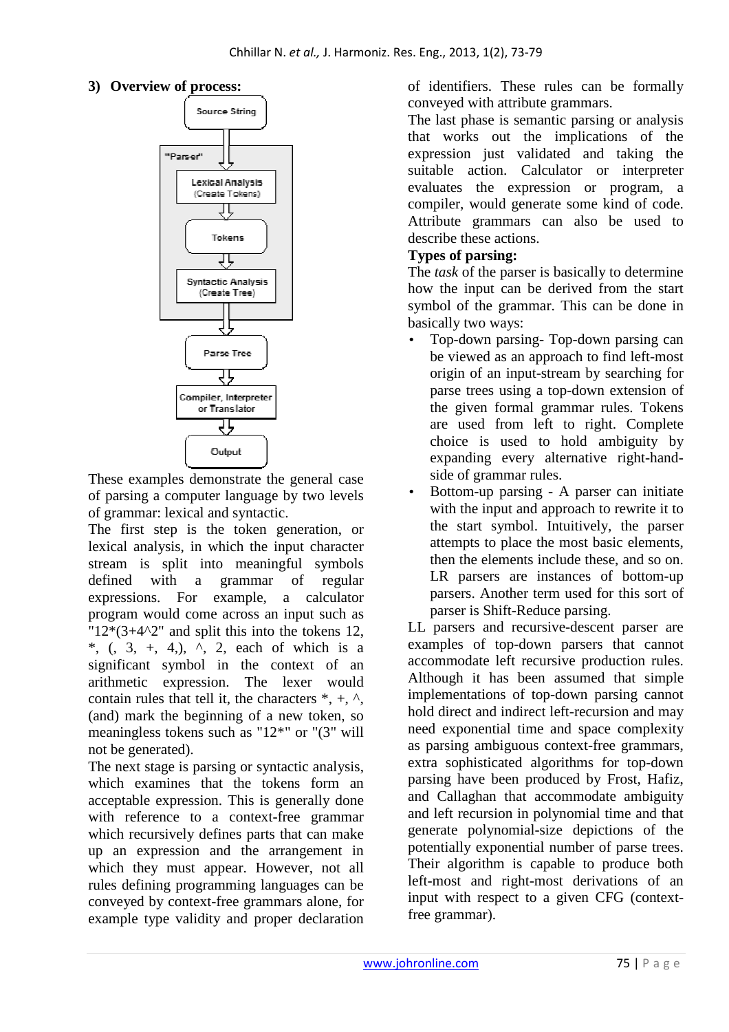### 3) Overview of process:

These examples demonstrate the general case of parsing a computer language by two levels of grammar: lexical and syntactic.

The first step is the token generation, or lexical analysis, in which the input character stream is split into meaningful symbols defined with a grammar of regular expressions. For example, a calculator program would come across an input such as "12*(3+4^2" and split this into the tokens 12, *, (, 3, +, 4,), ^, 2, each of which is a significant symbol in the context of an arithmetic expression. The lexer would contain rules that tell it, the characters *, +, ^, (and) mark the beginning of a new token, so meaningless tokens such as "12*" or "(3" will not be generated).

The next stage is parsing or syntactic analysis, which examines that the tokens form an acceptable expression. This is generally done with reference to a context-free grammar which recursively defines parts that can make up an expression and the arrangement in which they must appear. However, not all rules defining programming languages can be conveyed by context-free grammars alone, for example type validity and proper declaration of identifiers. These rules can be formally conveyed with attribute grammars.

The last phase is semantic parsing or analysis that works out the implications of the expression just validated and taking the suitable action. Calculator or interpreter evaluates the expression or program, a compiler, would generate some kind of code. Attribute grammars can also be used to describe these actions.

**Types of parsing:**

The *task* of the parser is basically to determine how the input can be derived from the start symbol of the grammar. This can be done in basically two ways:

- Top-down parsing- Top-down parsing can be viewed as an approach to find left-most origin of an input-stream by searching for parse trees using a top-down extension of the given formal grammar rules. Tokens are used from left to right. Complete choice is used to hold ambiguity by expanding every alternative right-hand-side of grammar rules.
- Bottom-up parsing - A parser can initiate with the input and approach to rewrite it to the start symbol. Intuitively, the parser attempts to place the most basic elements, then the elements include these, and so on. LR parsers are instances of bottom-up parsers. Another term used for this sort of parser is Shift-Reduce parsing.

LL parsers and recursive-descent parser are examples of top-down parsers that cannot accommodate left recursive production rules. Although it has been assumed that simple implementations of top-down parsing cannot hold direct and indirect left-recursion and may need exponential time and space complexity as parsing ambiguous context-free grammars, extra sophisticated algorithms for top-down parsing have been produced by Frost, Hafiz, and Callaghan that accommodate ambiguity and left recursion in polynomial time and that generate polynomial-size depictions of the potentially exponential number of parse trees. Their algorithm is capable to produce both left-most and right-most derivations of an input with respect to a given CFG (context-free grammar).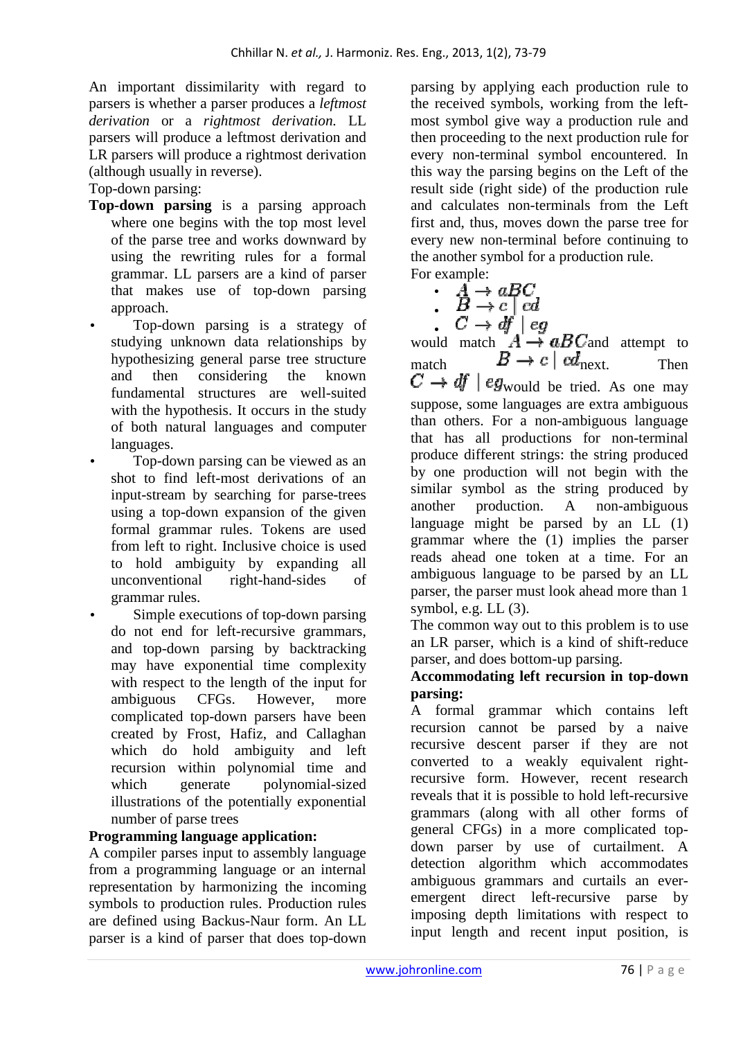An important dissimilarity with regard to parsers is whether a parser produces a *leftmost derivation* or a *rightmost derivation.* LL parsers will produce a leftmost derivation and LR parsers will produce a rightmost derivation (although usually in reverse).

Top-down parsing:

- **Top-down parsing** is a parsing approach where one begins with the top most level of the parse tree and works downward by using the rewriting rules for a formal grammar. LL parsers are a kind of parser that makes use of top-down parsing approach.
- Top-down parsing is a strategy of studying unknown data relationships by hypothesizing general parse tree structure and then considering the known fundamental structures are well-suited with the hypothesis. It occurs in the study of both natural languages and computer languages.
- Top-down parsing can be viewed as an shot to find left-most derivations of an input-stream by searching for parse-trees using a top-down expansion of the given formal grammar rules. Tokens are used from left to right. Inclusive choice is used to hold ambiguity by expanding all unconventional right-hand-sides of grammar rules.
- Simple executions of top-down parsing do not end for left-recursive grammars, and top-down parsing by backtracking may have exponential time complexity with respect to the length of the input for ambiguous CFGs. However, more complicated top-down parsers have been created by Frost, Hafiz, and Callaghan which do hold ambiguity and left recursion within polynomial time and which generate polynomial-sized illustrations of the potentially exponential number of parse trees

**Programming language application:**

A compiler parses input to assembly language from a programming language or an internal representation by harmonizing the incoming symbols to production rules. Production rules are defined using Backus-Naur form. An LL parser is a kind of parser that does top-down parsing by applying each production rule to the received symbols, working from the left-most symbol give way a production rule and then proceeding to the next production rule for every non-terminal symbol encountered. In this way the parsing begins on the Left of the result side (right side) of the production rule and calculates non-terminals from the Left first and, thus, moves down the parse tree for every new non-terminal before continuing to the another symbol for a production rule.

For example:

- $A \rightarrow aBC$
- $B \rightarrow c \mid cd$
- $C \rightarrow df \mid eg$

would match $A \rightarrow aBC$ and attempt to match $B \rightarrow c \mid cd$ next. Then $C \rightarrow df \mid eg$ would be tried. As one may suppose, some languages are extra ambiguous than others. For a non-ambiguous language that has all productions for non-terminal produce different strings: the string produced by one production will not begin with the similar symbol as the string produced by another production. A non-ambiguous language might be parsed by an LL (1) grammar where the (1) implies the parser reads ahead one token at a time. For an ambiguous language to be parsed by an LL parser, the parser must look ahead more than 1 symbol, e.g. LL (3).

The common way out to this problem is to use an LR parser, which is a kind of shift-reduce parser, and does bottom-up parsing.

**Accommodating left recursion in top-down parsing:**

A formal grammar which contains left recursion cannot be parsed by a naive recursive descent parser if they are not converted to a weakly equivalent right-recursive form. However, recent research reveals that it is possible to hold left-recursive grammars (along with all other forms of general CFGs) in a more complicated top-down parser by use of curtailment. A detection algorithm which accommodates ambiguous grammars and curtails an ever-emergent direct left-recursive parse by imposing depth limitations with respect to input length and recent input position, is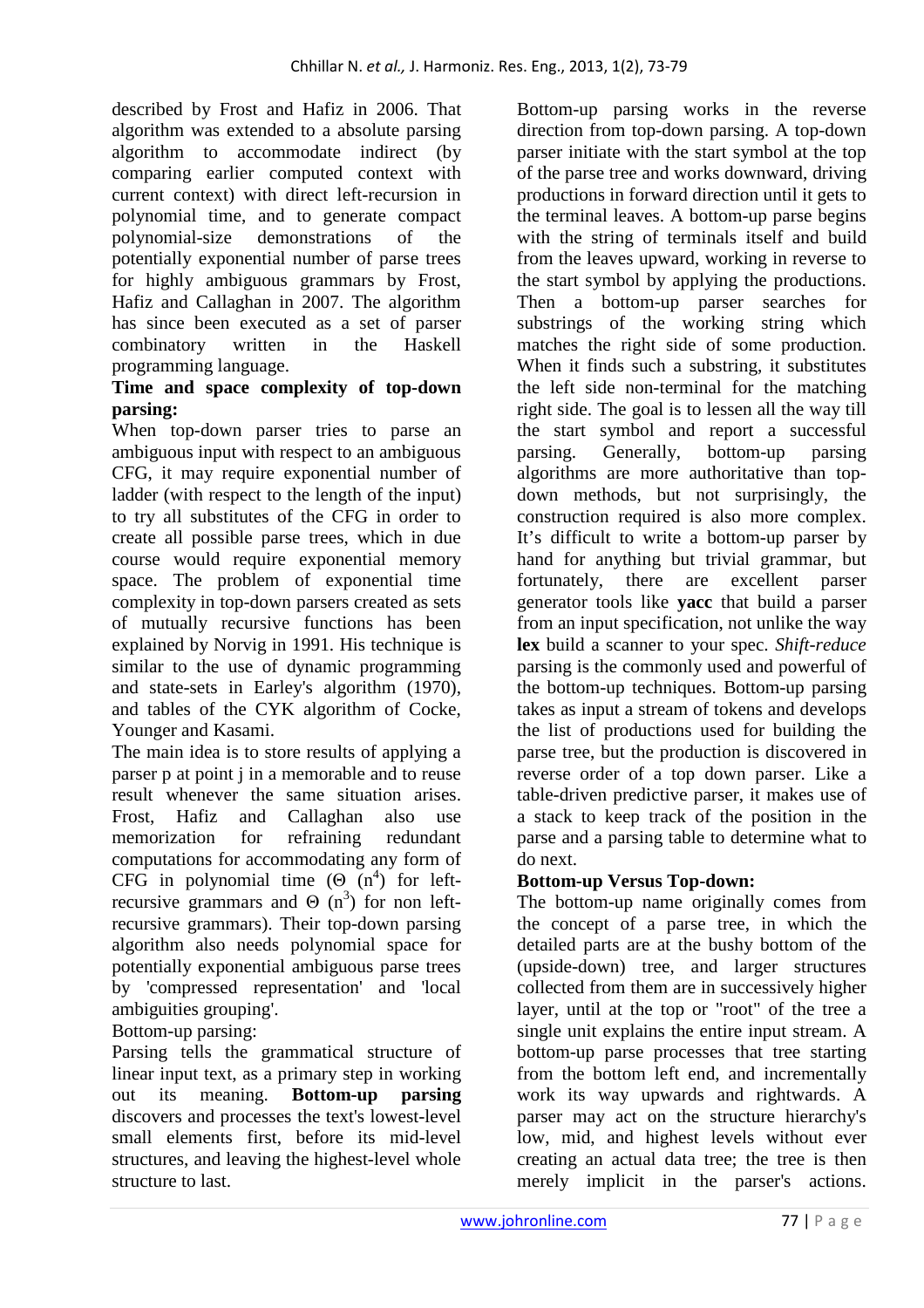described by Frost and Hafiz in 2006. That algorithm was extended to a absolute parsing algorithm to accommodate indirect (by comparing earlier computed context with current context) with direct left-recursion in polynomial time, and to generate compact polynomial-size demonstrations of the potentially exponential number of parse trees for highly ambiguous grammars by Frost, Hafiz and Callaghan in 2007. The algorithm has since been executed as a set of parser combinatory written in the Haskell programming language.

**Time and space complexity of top-down parsing:**

When top-down parser tries to parse an ambiguous input with respect to an ambiguous CFG, it may require exponential number of ladder (with respect to the length of the input) to try all substitutes of the CFG in order to create all possible parse trees, which in due course would require exponential memory space. The problem of exponential time complexity in top-down parsers created as sets of mutually recursive functions has been explained by Norvig in 1991. His technique is similar to the use of dynamic programming and state-sets in Earley's algorithm (1970), and tables of the CYK algorithm of Cocke, Younger and Kasami.

The main idea is to store results of applying a parser p at point j in a memorable and to reuse result whenever the same situation arises. Frost, Hafiz and Callaghan also use memorization for refraining redundant computations for accommodating any form of CFG in polynomial time ($\Theta$ ($n^4$) for left-recursive grammars and $\Theta$ ($n^3$) for non left-recursive grammars). Their top-down parsing algorithm also needs polynomial space for potentially exponential ambiguous parse trees by 'compressed representation' and 'local ambiguities grouping'.

Bottom-up parsing:

Parsing tells the grammatical structure of linear input text, as a primary step in working out its meaning. **Bottom-up parsing** discovers and processes the text's lowest-level small elements first, before its mid-level structures, and leaving the highest-level whole structure to last.

Bottom-up parsing works in the reverse direction from top-down parsing. A top-down parser initiate with the start symbol at the top of the parse tree and works downward, driving productions in forward direction until it gets to the terminal leaves. A bottom-up parse begins with the string of terminals itself and build from the leaves upward, working in reverse to the start symbol by applying the productions. Then a bottom-up parser searches for substrings of the working string which matches the right side of some production. When it finds such a substring, it substitutes the left side non-terminal for the matching right side. The goal is to lessen all the way till the start symbol and report a successful parsing. Generally, bottom-up parsing algorithms are more authoritative than top-down methods, but not surprisingly, the construction required is also more complex. It's difficult to write a bottom-up parser by hand for anything but trivial grammar, but fortunately, there are excellent parser generator tools like **yacc** that build a parser from an input specification, not unlike the way **lex** build a scanner to your spec. *Shift-reduce* parsing is the commonly used and powerful of the bottom-up techniques. Bottom-up parsing takes as input a stream of tokens and develops the list of productions used for building the parse tree, but the production is discovered in reverse order of a top down parser. Like a table-driven predictive parser, it makes use of a stack to keep track of the position in the parse and a parsing table to determine what to do next.

**Bottom-up Versus Top-down:**

The bottom-up name originally comes from the concept of a parse tree, in which the detailed parts are at the bushy bottom of the (upside-down) tree, and larger structures collected from them are in successively higher layer, until at the top or "root" of the tree a single unit explains the entire input stream. A bottom-up parse processes that tree starting from the bottom left end, and incrementally work its way upwards and rightwards. A parser may act on the structure hierarchy's low, mid, and highest levels without ever creating an actual data tree; the tree is then merely implicit in the parser's actions.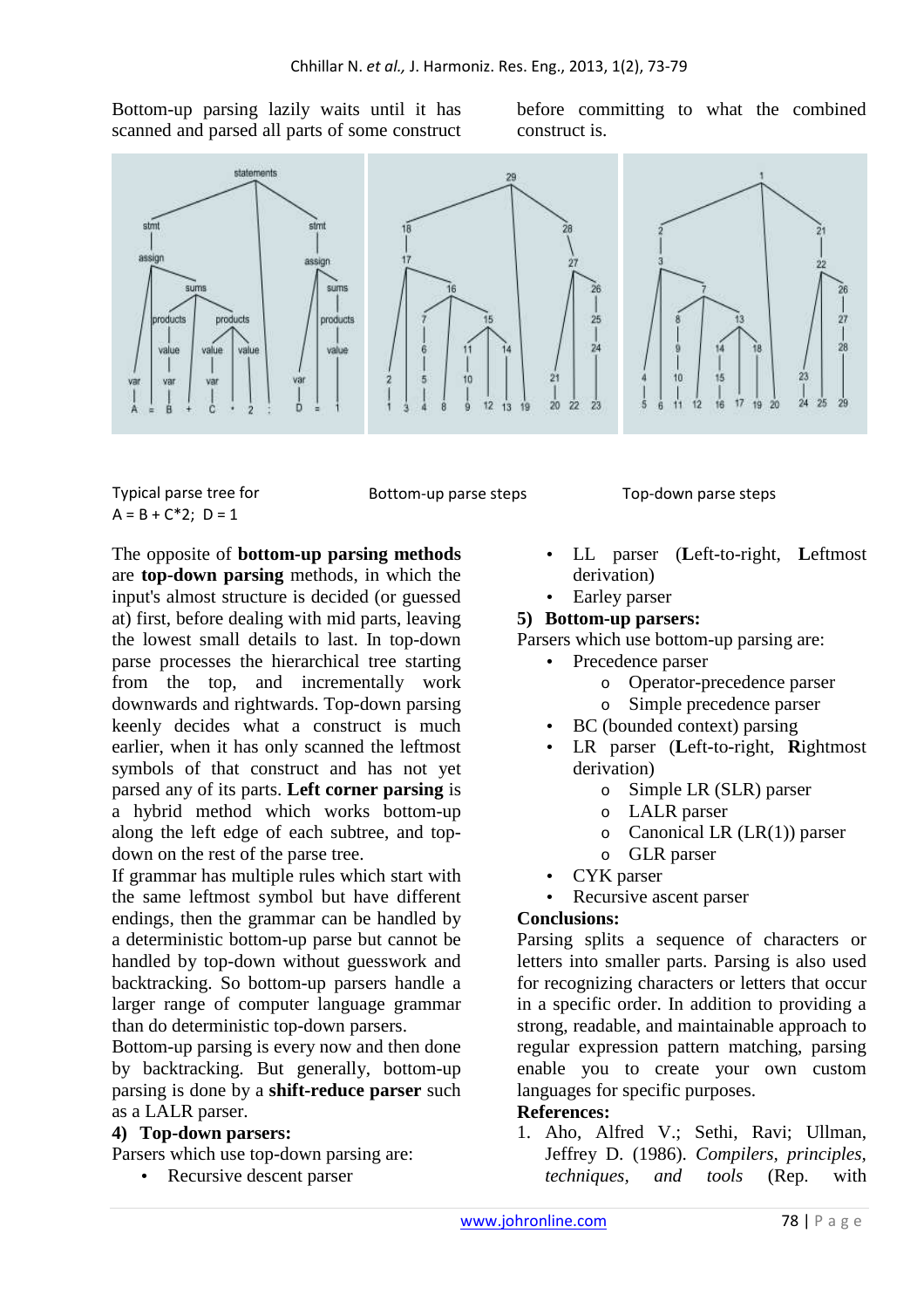Bottom-up parsing lazily waits until it has scanned and parsed all parts of some construct before committing to what the combined construct is.

Typical parse tree for
A = B + C*2; D = 1

Bottom-up parse steps

Top-down parse steps

The opposite of **bottom-up parsing methods** are **top-down parsing** methods, in which the input's almost structure is decided (or guessed at) first, before dealing with mid parts, leaving the lowest small details to last. In top-down parse processes the hierarchical tree starting from the top, and incrementally work downwards and rightwards. Top-down parsing keenly decides what a construct is much earlier, when it has only scanned the leftmost symbols of that construct and has not yet parsed any of its parts. **Left corner parsing** is a hybrid method which works bottom-up along the left edge of each subtree, and top-down on the rest of the parse tree.

If grammar has multiple rules which start with the same leftmost symbol but have different endings, then the grammar can be handled by a deterministic bottom-up parse but cannot be handled by top-down without guesswork and backtracking. So bottom-up parsers handle a larger range of computer language grammar than do deterministic top-down parsers.

Bottom-up parsing is every now and then done by backtracking. But generally, bottom-up parsing is done by a **shift-reduce parser** such as a LALR parser.

**4) Top-down parsers:**

Parsers which use top-down parsing are:

- Recursive descent parser
- LL parser (**L**eft-to-right, **L**eftmost derivation)
- Earley parser

**5) Bottom-up parsers:**

Parsers which use bottom-up parsing are:

- Precedence parser
  - Operator-precedence parser
  - Simple precedence parser
- BC (bounded context) parsing
- LR parser (**L**eft-to-right, **R**ightmost derivation)
  - Simple LR (SLR) parser
  - LALR parser
  - Canonical LR (LR(1)) parser
  - GLR parser
- CYK parser
- Recursive ascent parser

**Conclusions:**

Parsing splits a sequence of characters or letters into smaller parts. Parsing is also used for recognizing characters or letters that occur in a specific order. In addition to providing a strong, readable, and maintainable approach to regular expression pattern matching, parsing enable you to create your own custom languages for specific purposes.

**References:**

1. Aho, Alfred V.; Sethi, Ravi; Ullman, Jeffrey D. (1986). *Compilers, principles, techniques, and tools* (Rep. with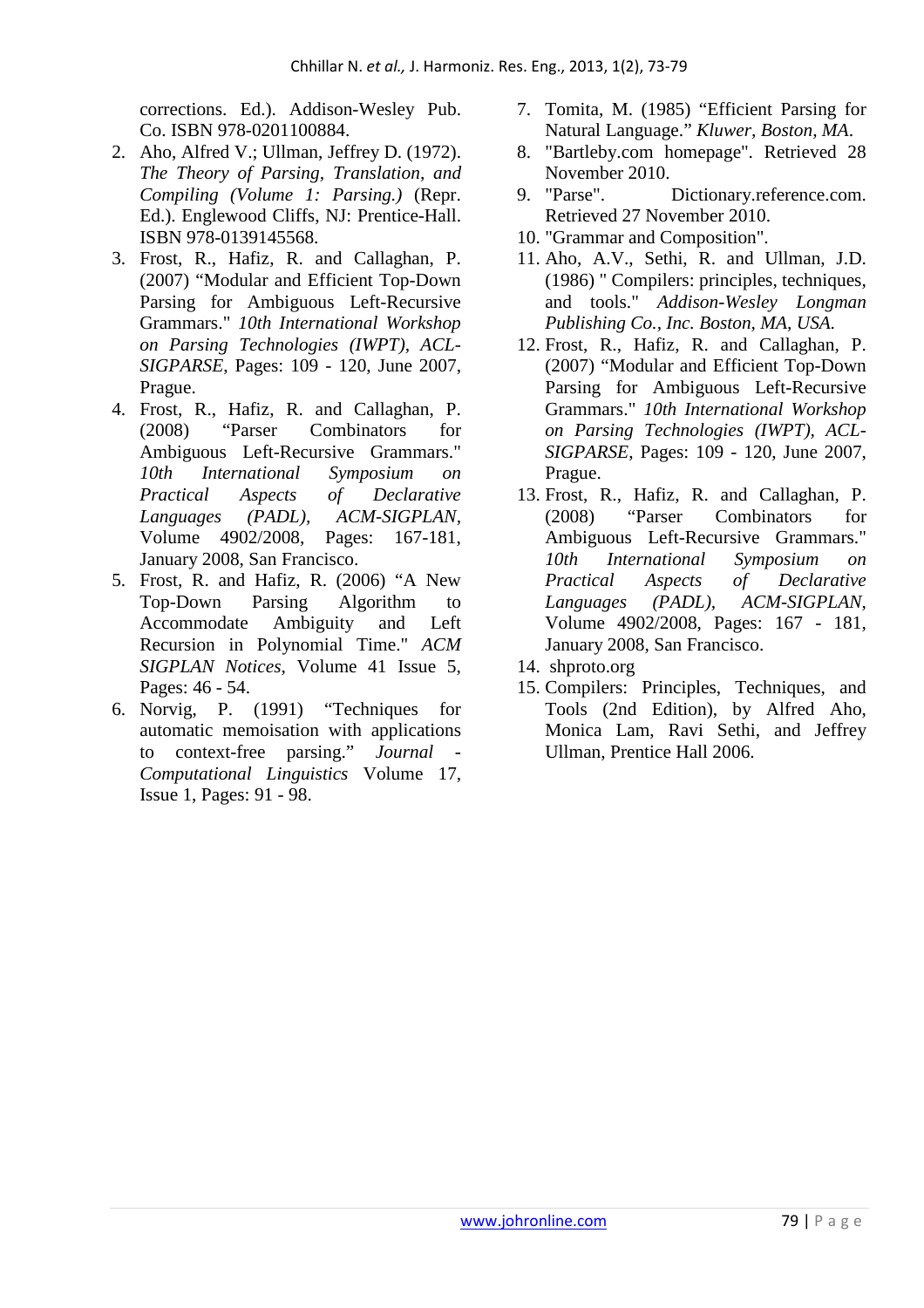corrections. Ed.). Addison-Wesley Pub. Co. ISBN 978-0201100884.

2. Aho, Alfred V.; Ullman, Jeffrey D. (1972). *The Theory of Parsing, Translation, and Compiling (Volume 1: Parsing.)* (Repr. Ed.). Englewood Cliffs, NJ: Prentice-Hall. ISBN 978-0139145568.
3. Frost, R., Hafiz, R. and Callaghan, P. (2007) "Modular and Efficient Top-Down Parsing for Ambiguous Left-Recursive Grammars." *10th International Workshop on Parsing Technologies (IWPT), ACL-SIGPARSE*, Pages: 109 - 120, June 2007, Prague.
4. Frost, R., Hafiz, R. and Callaghan, P. (2008) "Parser Combinators for Ambiguous Left-Recursive Grammars." *10th International Symposium on Practical Aspects of Declarative Languages (PADL), ACM-SIGPLAN*, Volume 4902/2008, Pages: 167-181, January 2008, San Francisco.
5. Frost, R. and Hafiz, R. (2006) "A New Top-Down Parsing Algorithm to Accommodate Ambiguity and Left Recursion in Polynomial Time." *ACM SIGPLAN Notices*, Volume 41 Issue 5, Pages: 46 - 54.
6. Norvig, P. (1991) "Techniques for automatic memoisation with applications to context-free parsing." *Journal - Computational Linguistics* Volume 17, Issue 1, Pages: 91 - 98.
7. Tomita, M. (1985) "Efficient Parsing for Natural Language." *Kluwer, Boston, MA*.
8. "Bartleby.com homepage". Retrieved 28 November 2010.
9. "Parse". Dictionary.reference.com. Retrieved 27 November 2010.
10. "Grammar and Composition".
11. Aho, A.V., Sethi, R. and Ullman, J.D. (1986) " Compilers: principles, techniques, and tools." *Addison-Wesley Longman Publishing Co., Inc. Boston, MA, USA.*
12. Frost, R., Hafiz, R. and Callaghan, P. (2007) "Modular and Efficient Top-Down Parsing for Ambiguous Left-Recursive Grammars." *10th International Workshop on Parsing Technologies (IWPT), ACL-SIGPARSE*, Pages: 109 - 120, June 2007, Prague.
13. Frost, R., Hafiz, R. and Callaghan, P. (2008) "Parser Combinators for Ambiguous Left-Recursive Grammars." *10th International Symposium on Practical Aspects of Declarative Languages (PADL), ACM-SIGPLAN*, Volume 4902/2008, Pages: 167 - 181, January 2008, San Francisco.
14. shproto.org
15. Compilers: Principles, Techniques, and Tools (2nd Edition), by Alfred Aho, Monica Lam, Ravi Sethi, and Jeffrey Ullman, Prentice Hall 2006.